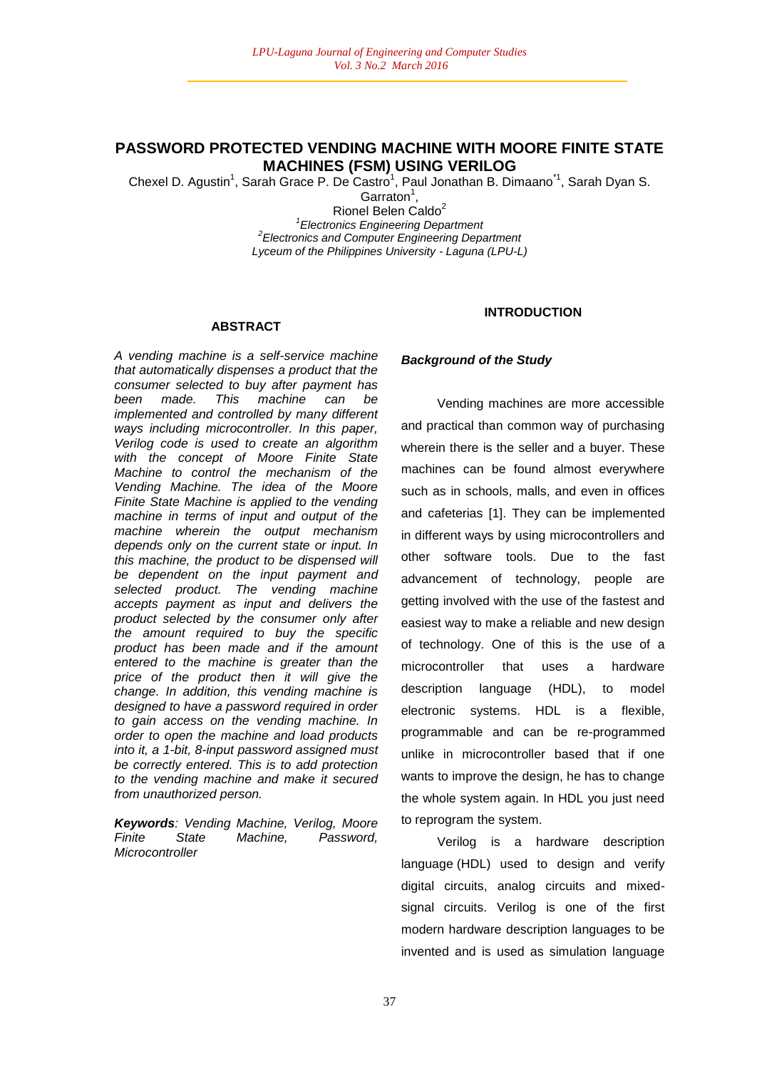# PASSWORD PROTECTED VENDING MACHINE WITH MOORE FINITE STATE MACHINES (FSM) USING VERILOG

Chexel D. Agustin[1], Sarah Grace P. De Castro[1], Paul Jonathan B. Dimaano[*1], Sarah Dyan S. Garraton[1], Rionel Belen Caldo[2]

[1]*Electronics Engineering Department*
[2]*Electronics and Computer Engineering Department*
*Lyceum of the Philippines University - Laguna (LPU-L)*

## ABSTRACT

*A vending machine is a self-service machine that automatically dispenses a product that the consumer selected to buy after payment has been made. This machine can be implemented and controlled by many different ways including microcontroller. In this paper, Verilog code is used to create an algorithm with the concept of Moore Finite State Machine to control the mechanism of the Vending Machine. The idea of the Moore Finite State Machine is applied to the vending machine in terms of input and output of the machine wherein the output mechanism depends only on the current state or input. In this machine, the product to be dispensed will be dependent on the input payment and selected product. The vending machine accepts payment as input and delivers the product selected by the consumer only after the amount required to buy the specific product has been made and if the amount entered to the machine is greater than the price of the product then it will give the change. In addition, this vending machine is designed to have a password required in order to gain access on the vending machine. In order to open the machine and load products into it, a 1-bit, 8-input password assigned must be correctly entered. This is to add protection to the vending machine and make it secured from unauthorized person.*

***Keywords**: Vending Machine, Verilog, Moore Finite State Machine, Password, Microcontroller*

## INTRODUCTION

### *Background of the Study*

Vending machines are more accessible and practical than common way of purchasing wherein there is the seller and a buyer. These machines can be found almost everywhere such as in schools, malls, and even in offices and cafeterias [1]. They can be implemented in different ways by using microcontrollers and other software tools. Due to the fast advancement of technology, people are getting involved with the use of the fastest and easiest way to make a reliable and new design of technology. One of this is the use of a microcontroller that uses a hardware description language (HDL), to model electronic systems. HDL is a flexible, programmable and can be re-programmed unlike in microcontroller based that if one wants to improve the design, he has to change the whole system again. In HDL you just need to reprogram the system.

Verilog is a hardware description language (HDL) used to design and verify digital circuits, analog circuits and mixed-signal circuits. Verilog is one of the first modern hardware description languages to be invented and is used as simulation language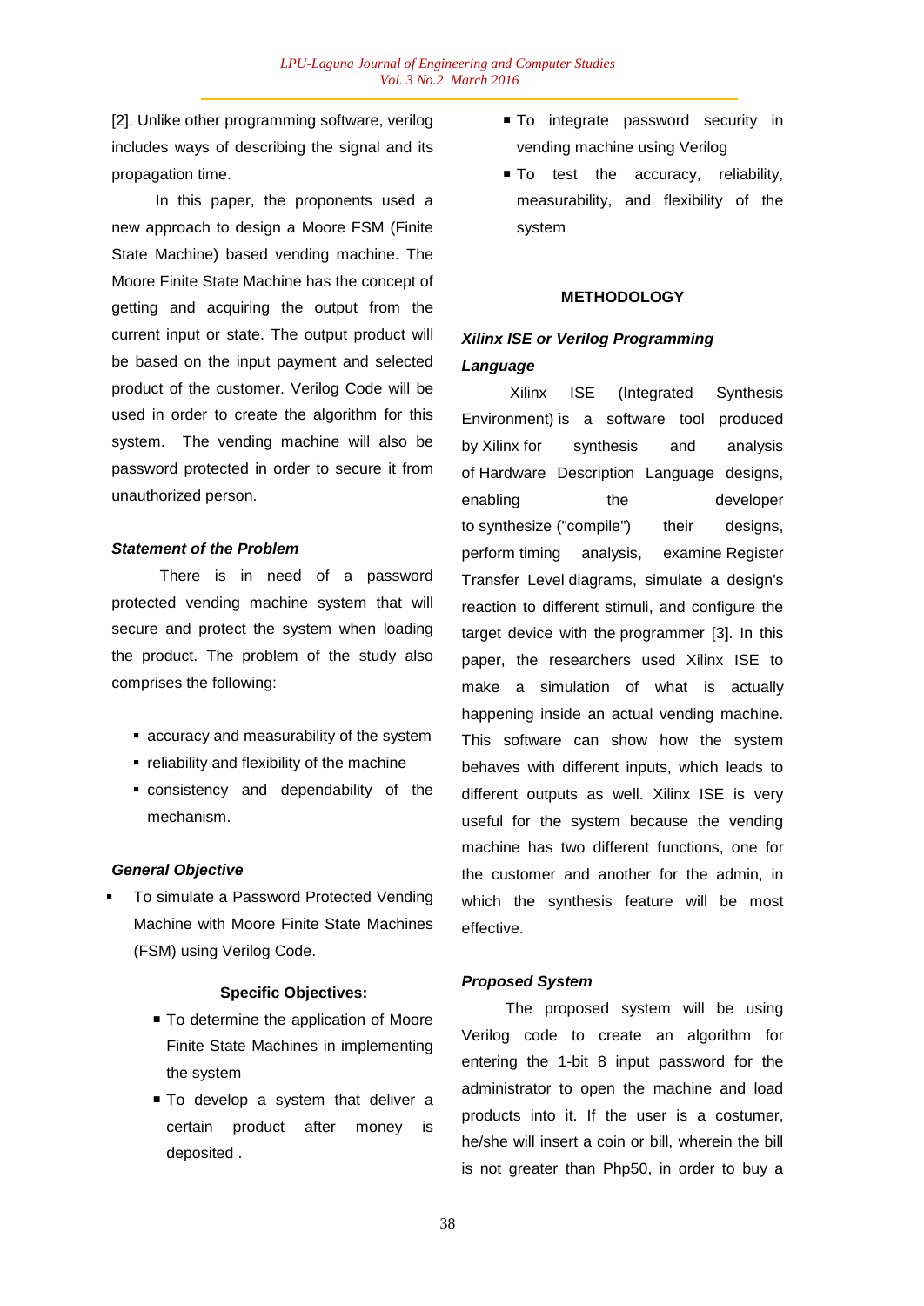[2]. Unlike other programming software, verilog includes ways of describing the signal and its propagation time.

In this paper, the proponents used a new approach to design a Moore FSM (Finite State Machine) based vending machine. The Moore Finite State Machine has the concept of getting and acquiring the output from the current input or state. The output product will be based on the input payment and selected product of the customer. Verilog Code will be used in order to create the algorithm for this system. The vending machine will also be password protected in order to secure it from unauthorized person.

***Statement of the Problem***

There is in need of a password protected vending machine system that will secure and protect the system when loading the product. The problem of the study also comprises the following:

- accuracy and measurability of the system
- reliability and flexibility of the machine
- consistency and dependability of the mechanism.

***General Objective***

- To simulate a Password Protected Vending Machine with Moore Finite State Machines (FSM) using Verilog Code.

**Specific Objectives:**

- To determine the application of Moore Finite State Machines in implementing the system
- To develop a system that deliver a certain product after money is deposited .
- To integrate password security in vending machine using Verilog
- To test the accuracy, reliability, measurability, and flexibility of the system

## METHODOLOGY

***Xilinx ISE or Verilog Programming Language***

Xilinx ISE (Integrated Synthesis Environment) is a software tool produced by Xilinx for synthesis and analysis of Hardware Description Language designs, enabling the developer to synthesize ("compile") their designs, perform timing analysis, examine Register Transfer Level diagrams, simulate a design's reaction to different stimuli, and configure the target device with the programmer [3]. In this paper, the researchers used Xilinx ISE to make a simulation of what is actually happening inside an actual vending machine. This software can show how the system behaves with different inputs, which leads to different outputs as well. Xilinx ISE is very useful for the system because the vending machine has two different functions, one for the customer and another for the admin, in which the synthesis feature will be most effective.

***Proposed System***

The proposed system will be using Verilog code to create an algorithm for entering the 1-bit 8 input password for the administrator to open the machine and load products into it. If the user is a costumer, he/she will insert a coin or bill, wherein the bill is not greater than Php50, in order to buy a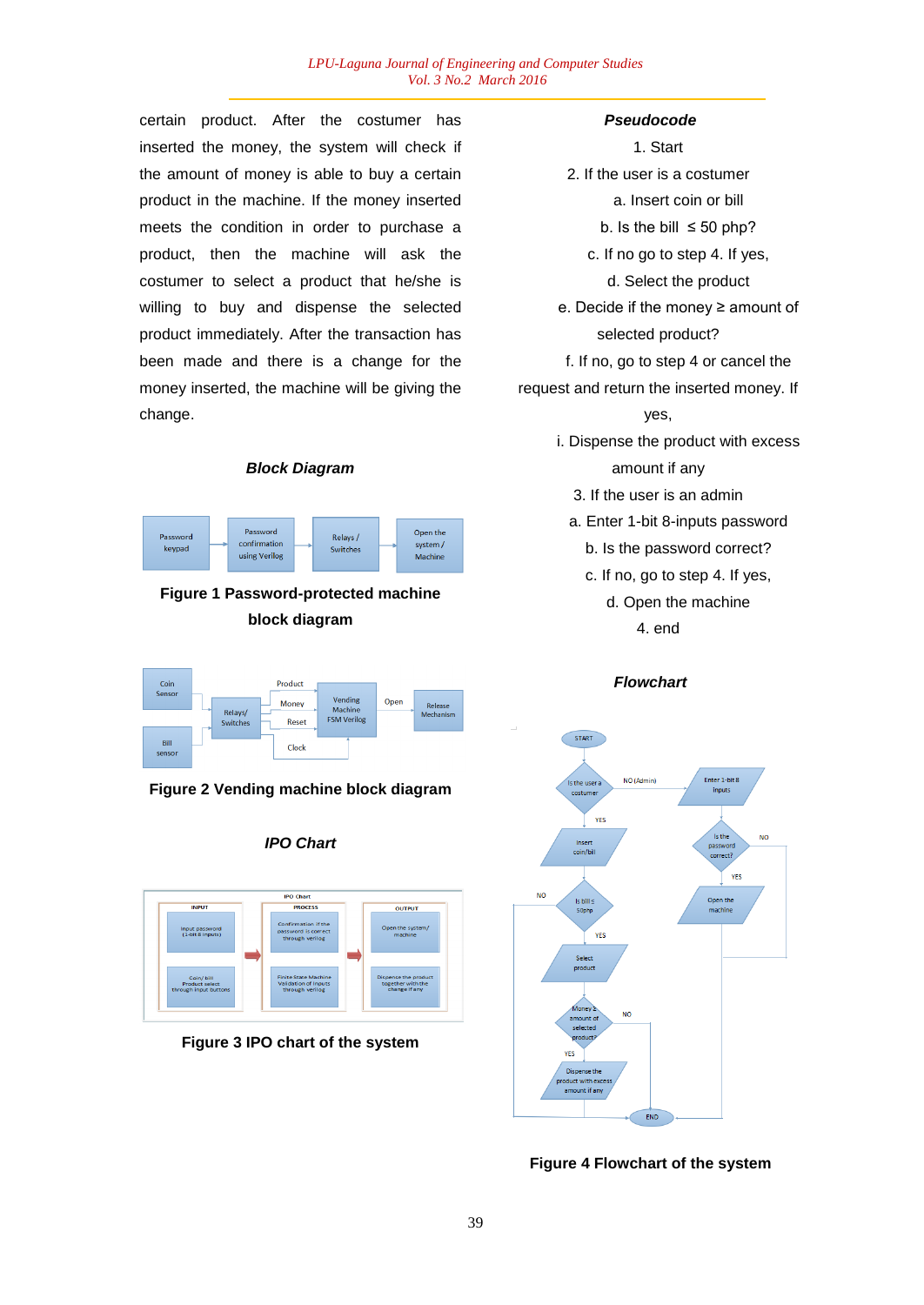certain product. After the costumer has inserted the money, the system will check if the amount of money is able to buy a certain product in the machine. If the money inserted meets the condition in order to purchase a product, then the machine will ask the costumer to select a product that he/she is willing to buy and dispense the selected product immediately. After the transaction has been made and there is a change for the money inserted, the machine will be giving the change.

### *Block Diagram*

Figure 1 Password-protected machine block diagram

Figure 2 Vending machine block diagram

### *IPO Chart*

Figure 3 IPO chart of the system

### *Pseudocode*

1. Start
2. If the user is a costumer
   a. Insert coin or bill
   b. Is the bill ≤ 50 php?
   c. If no go to step 4. If yes,
   d. Select the product
   e. Decide if the money ≥ amount of selected product?
   f. If no, go to step 4 or cancel the request and return the inserted money. If yes,
      i. Dispense the product with excess amount if any
3. If the user is an admin
   a. Enter 1-bit 8-inputs password
   b. Is the password correct?
   c. If no, go to step 4. If yes,
   d. Open the machine
4. end

### *Flowchart*

Figure 4 Flowchart of the system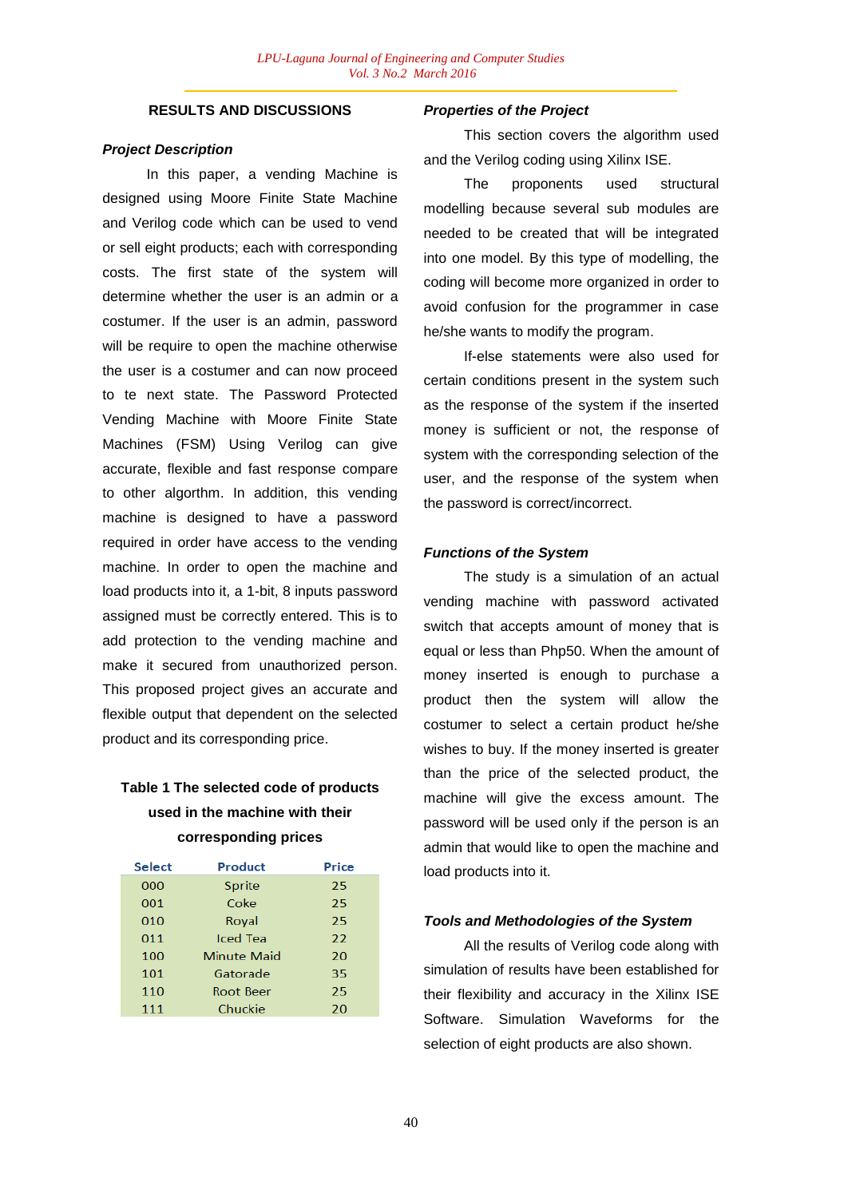## RESULTS AND DISCUSSIONS

### *Project Description*

In this paper, a vending Machine is designed using Moore Finite State Machine and Verilog code which can be used to vend or sell eight products; each with corresponding costs. The first state of the system will determine whether the user is an admin or a costumer. If the user is an admin, password will be require to open the machine otherwise the user is a costumer and can now proceed to te next state. The Password Protected Vending Machine with Moore Finite State Machines (FSM) Using Verilog can give accurate, flexible and fast response compare to other algorthm. In addition, this vending machine is designed to have a password required in order have access to the vending machine. In order to open the machine and load products into it, a 1-bit, 8 inputs password assigned must be correctly entered. This is to add protection to the vending machine and make it secured from unauthorized person. This proposed project gives an accurate and flexible output that dependent on the selected product and its corresponding price.

**Table 1 The selected code of products used in the machine with their corresponding prices**

| Select | Product | Price |
|---|---|---|
| 000 | Sprite | 25 |
| 001 | Coke | 25 |
| 010 | Royal | 25 |
| 011 | Iced Tea | 22 |
| 100 | Minute Maid | 20 |
| 101 | Gatorade | 35 |
| 110 | Root Beer | 25 |
| 111 | Chuckie | 20 |

### *Properties of the Project*

This section covers the algorithm used and the Verilog coding using Xilinx ISE.

The proponents used structural modelling because several sub modules are needed to be created that will be integrated into one model. By this type of modelling, the coding will become more organized in order to avoid confusion for the programmer in case he/she wants to modify the program.

If-else statements were also used for certain conditions present in the system such as the response of the system if the inserted money is sufficient or not, the response of system with the corresponding selection of the user, and the response of the system when the password is correct/incorrect.

### *Functions of the System*

The study is a simulation of an actual vending machine with password activated switch that accepts amount of money that is equal or less than Php50. When the amount of money inserted is enough to purchase a product then the system will allow the costumer to select a certain product he/she wishes to buy. If the money inserted is greater than the price of the selected product, the machine will give the excess amount. The password will be used only if the person is an admin that would like to open the machine and load products into it.

### *Tools and Methodologies of the System*

All the results of Verilog code along with simulation of results have been established for their flexibility and accuracy in the Xilinx ISE Software. Simulation Waveforms for the selection of eight products are also shown.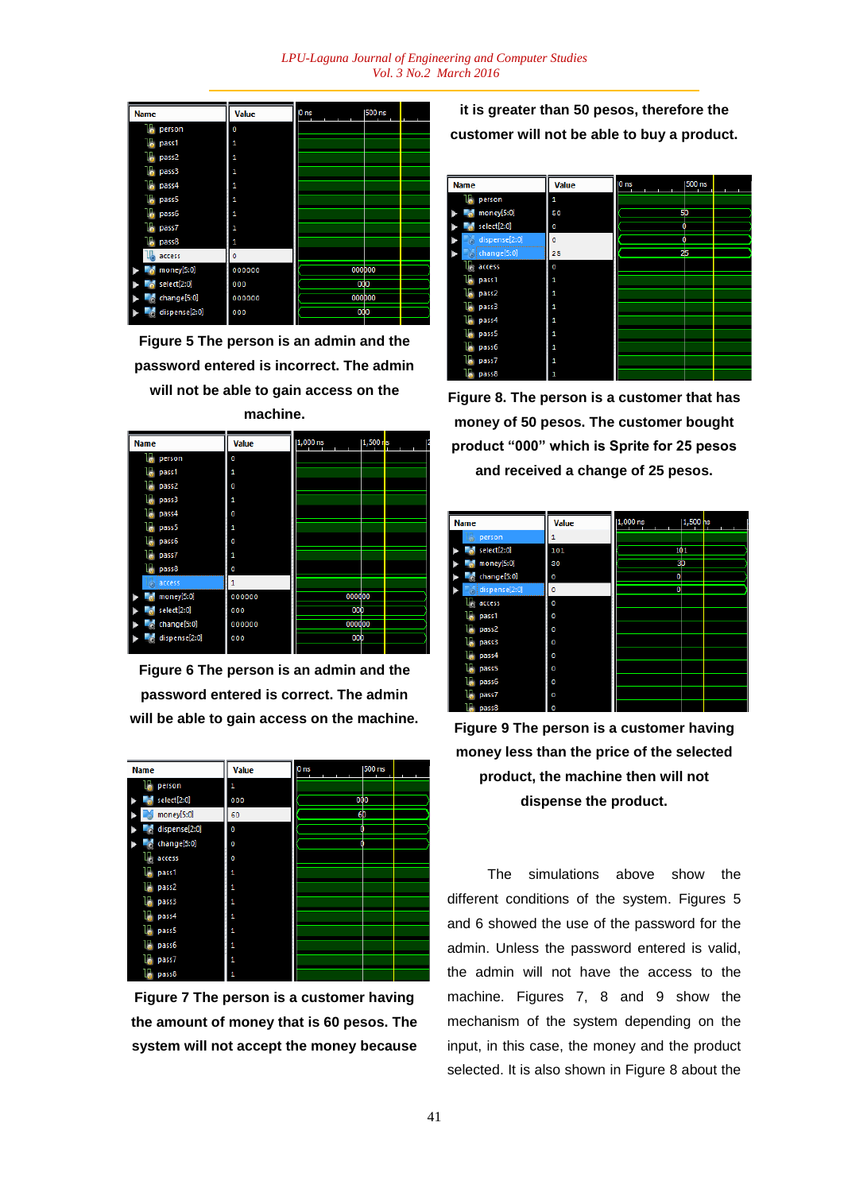**Figure 5 The person is an admin and the password entered is incorrect. The admin will not be able to gain access on the machine.**

**Figure 6 The person is an admin and the password entered is correct. The admin will be able to gain access on the machine.**

**Figure 7 The person is a customer having the amount of money that is 60 pesos. The system will not accept the money because it is greater than 50 pesos, therefore the customer will not be able to buy a product.**

**Figure 8. The person is a customer that has money of 50 pesos. The customer bought product "000" which is Sprite for 25 pesos and received a change of 25 pesos.**

**Figure 9 The person is a customer having money less than the price of the selected product, the machine then will not dispense the product.**

The simulations above show the different conditions of the system. Figures 5 and 6 showed the use of the password for the admin. Unless the password entered is valid, the admin will not have the access to the machine. Figures 7, 8 and 9 show the mechanism of the system depending on the input, in this case, the money and the product selected. It is also shown in Figure 8 about the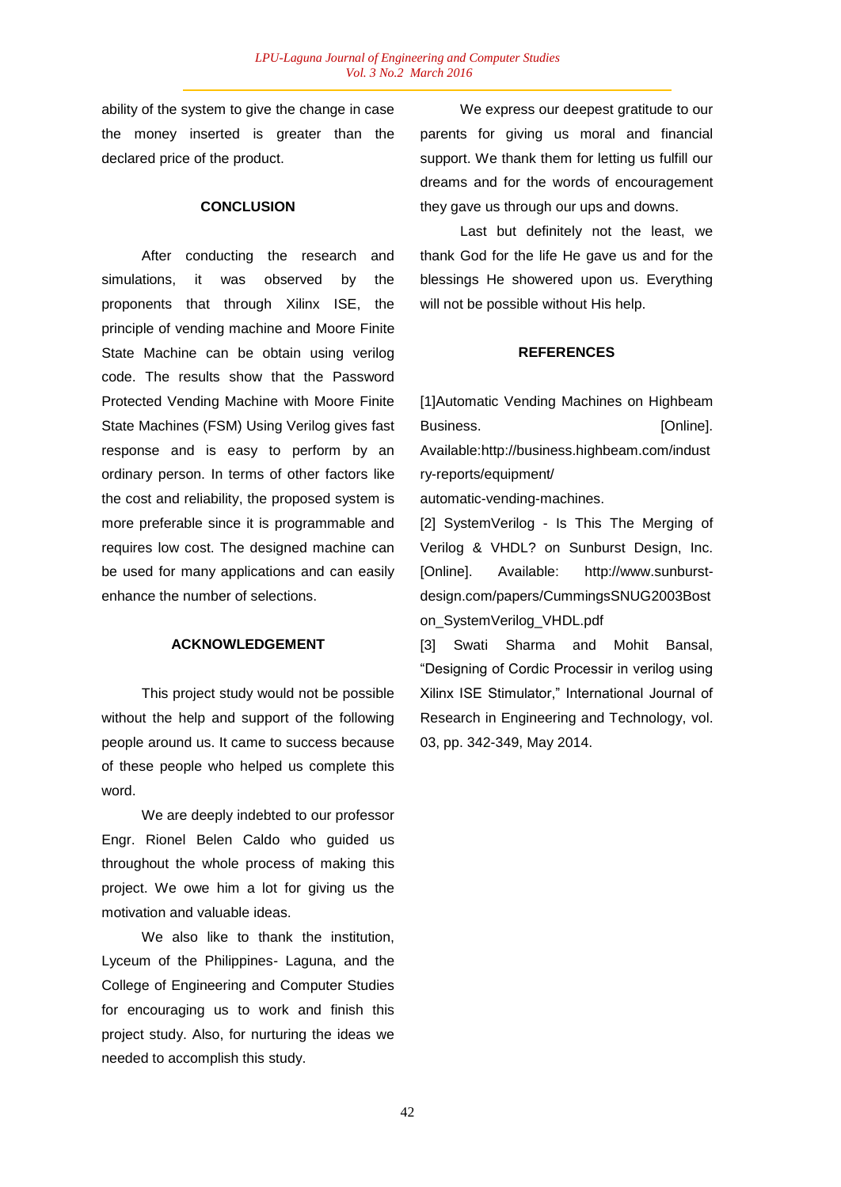ability of the system to give the change in case the money inserted is greater than the declared price of the product.

## CONCLUSION

After conducting the research and simulations, it was observed by the proponents that through Xilinx ISE, the principle of vending machine and Moore Finite State Machine can be obtain using verilog code. The results show that the Password Protected Vending Machine with Moore Finite State Machines (FSM) Using Verilog gives fast response and is easy to perform by an ordinary person. In terms of other factors like the cost and reliability, the proposed system is more preferable since it is programmable and requires low cost. The designed machine can be used for many applications and can easily enhance the number of selections.

## ACKNOWLEDGEMENT

This project study would not be possible without the help and support of the following people around us. It came to success because of these people who helped us complete this word.

We are deeply indebted to our professor Engr. Rionel Belen Caldo who guided us throughout the whole process of making this project. We owe him a lot for giving us the motivation and valuable ideas.

We also like to thank the institution, Lyceum of the Philippines- Laguna, and the College of Engineering and Computer Studies for encouraging us to work and finish this project study. Also, for nurturing the ideas we needed to accomplish this study.

We express our deepest gratitude to our parents for giving us moral and financial support. We thank them for letting us fulfill our dreams and for the words of encouragement they gave us through our ups and downs.

Last but definitely not the least, we thank God for the life He gave us and for the blessings He showered upon us. Everything will not be possible without His help.

## REFERENCES

[1]Automatic Vending Machines on Highbeam Business. [Online]. Available:http://business.highbeam.com/industry-reports/equipment/automatic-vending-machines.

[2] SystemVerilog - Is This The Merging of Verilog & VHDL? on Sunburst Design, Inc. [Online]. Available: http://www.sunburst-design.com/papers/CummingsSNUG2003Boston_SystemVerilog_VHDL.pdf

[3] Swati Sharma and Mohit Bansal, “Designing of Cordic Processir in verilog using Xilinx ISE Stimulator,” International Journal of Research in Engineering and Technology, vol. 03, pp. 342-349, May 2014.